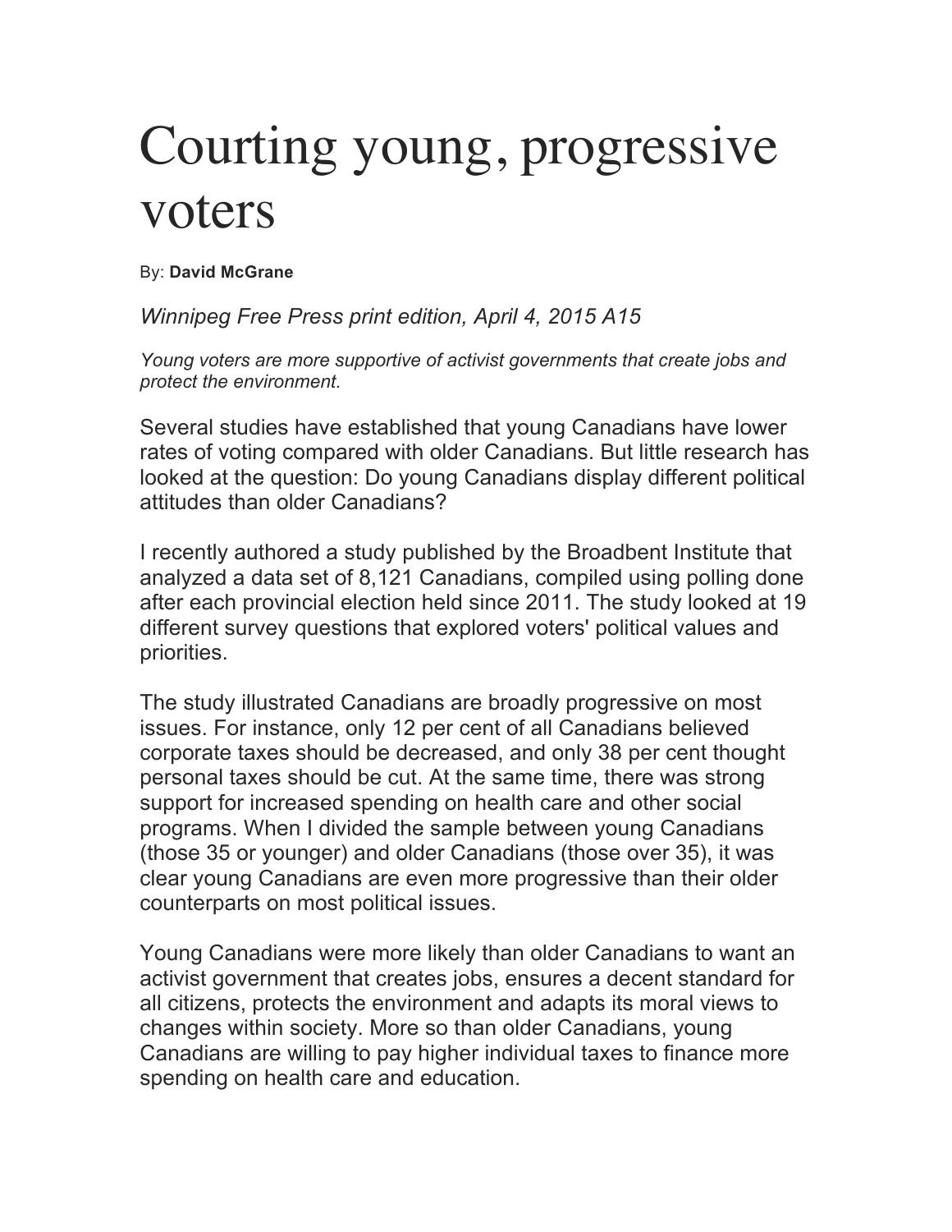# Courting young, progressive voters

By: **David McGrane**

*Winnipeg Free Press print edition, April 4, 2015 A15*

*Young voters are more supportive of activist governments that create jobs and protect the environment.*

Several studies have established that young Canadians have lower rates of voting compared with older Canadians. But little research has looked at the question: Do young Canadians display different political attitudes than older Canadians?

I recently authored a study published by the Broadbent Institute that analyzed a data set of 8,121 Canadians, compiled using polling done after each provincial election held since 2011. The study looked at 19 different survey questions that explored voters' political values and priorities.

The study illustrated Canadians are broadly progressive on most issues. For instance, only 12 per cent of all Canadians believed corporate taxes should be decreased, and only 38 per cent thought personal taxes should be cut. At the same time, there was strong support for increased spending on health care and other social programs. When I divided the sample between young Canadians (those 35 or younger) and older Canadians (those over 35), it was clear young Canadians are even more progressive than their older counterparts on most political issues.

Young Canadians were more likely than older Canadians to want an activist government that creates jobs, ensures a decent standard for all citizens, protects the environment and adapts its moral views to changes within society. More so than older Canadians, young Canadians are willing to pay higher individual taxes to finance more spending on health care and education.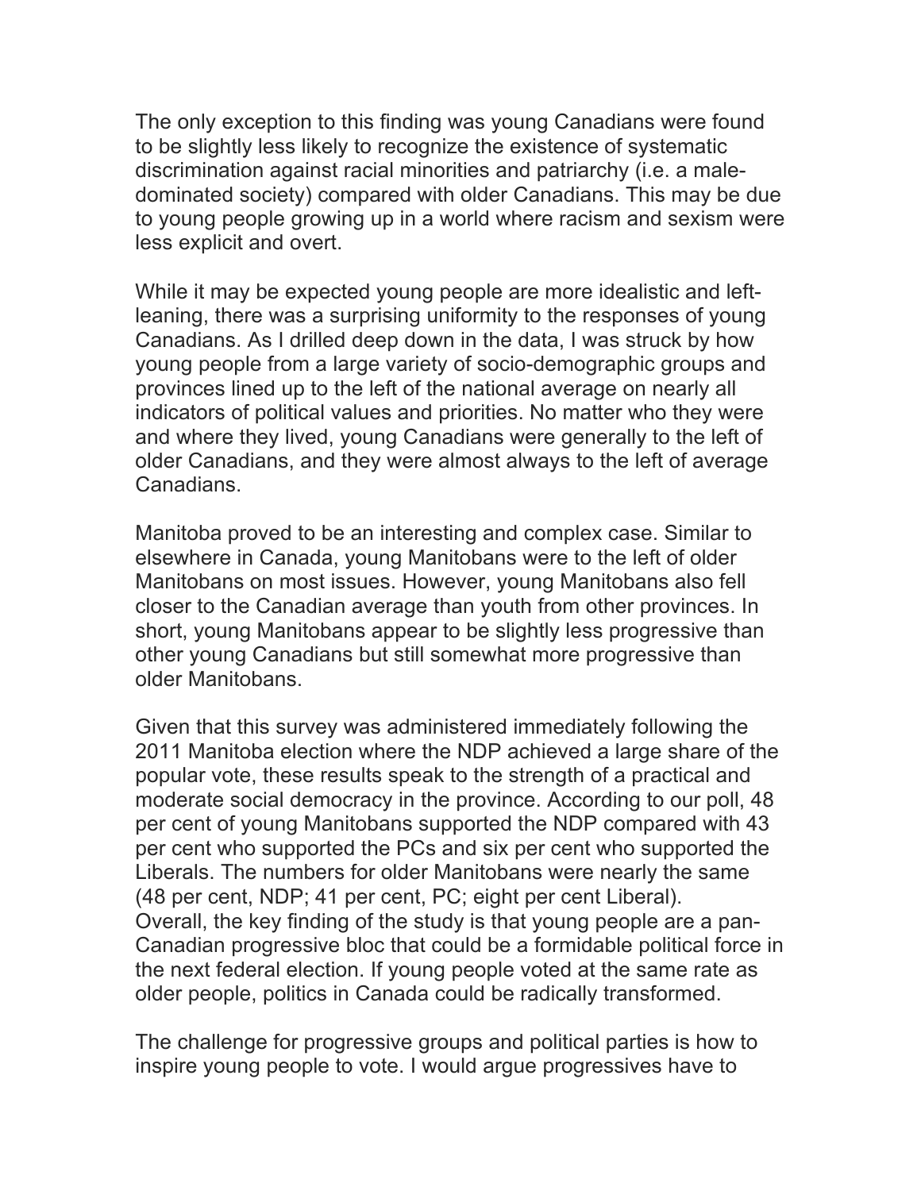The only exception to this finding was young Canadians were found to be slightly less likely to recognize the existence of systematic discrimination against racial minorities and patriarchy (i.e. a male-dominated society) compared with older Canadians. This may be due to young people growing up in a world where racism and sexism were less explicit and overt.

While it may be expected young people are more idealistic and left-leaning, there was a surprising uniformity to the responses of young Canadians. As I drilled deep down in the data, I was struck by how young people from a large variety of socio-demographic groups and provinces lined up to the left of the national average on nearly all indicators of political values and priorities. No matter who they were and where they lived, young Canadians were generally to the left of older Canadians, and they were almost always to the left of average Canadians.

Manitoba proved to be an interesting and complex case. Similar to elsewhere in Canada, young Manitobans were to the left of older Manitobans on most issues. However, young Manitobans also fell closer to the Canadian average than youth from other provinces. In short, young Manitobans appear to be slightly less progressive than other young Canadians but still somewhat more progressive than older Manitobans.

Given that this survey was administered immediately following the 2011 Manitoba election where the NDP achieved a large share of the popular vote, these results speak to the strength of a practical and moderate social democracy in the province. According to our poll, 48 per cent of young Manitobans supported the NDP compared with 43 per cent who supported the PCs and six per cent who supported the Liberals. The numbers for older Manitobans were nearly the same (48 per cent, NDP; 41 per cent, PC; eight per cent Liberal).
Overall, the key finding of the study is that young people are a pan-Canadian progressive bloc that could be a formidable political force in the next federal election. If young people voted at the same rate as older people, politics in Canada could be radically transformed.

The challenge for progressive groups and political parties is how to inspire young people to vote. I would argue progressives have to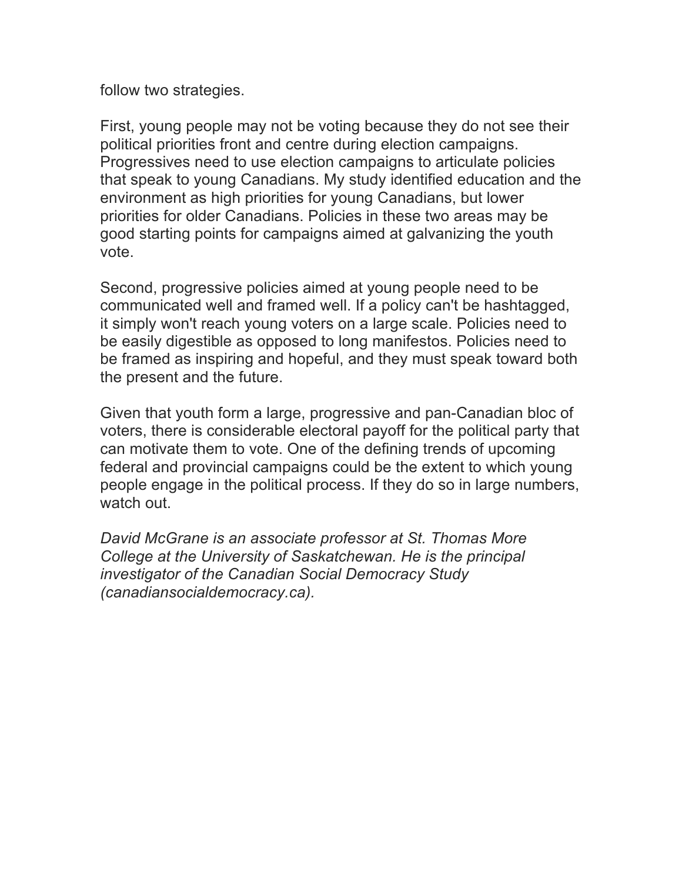follow two strategies.

First, young people may not be voting because they do not see their political priorities front and centre during election campaigns. Progressives need to use election campaigns to articulate policies that speak to young Canadians. My study identified education and the environment as high priorities for young Canadians, but lower priorities for older Canadians. Policies in these two areas may be good starting points for campaigns aimed at galvanizing the youth vote.

Second, progressive policies aimed at young people need to be communicated well and framed well. If a policy can't be hashtagged, it simply won't reach young voters on a large scale. Policies need to be easily digestible as opposed to long manifestos. Policies need to be framed as inspiring and hopeful, and they must speak toward both the present and the future.

Given that youth form a large, progressive and pan-Canadian bloc of voters, there is considerable electoral payoff for the political party that can motivate them to vote. One of the defining trends of upcoming federal and provincial campaigns could be the extent to which young people engage in the political process. If they do so in large numbers, watch out.

*David McGrane is an associate professor at St. Thomas More College at the University of Saskatchewan. He is the principal investigator of the Canadian Social Democracy Study (canadiansocialdemocracy.ca).*